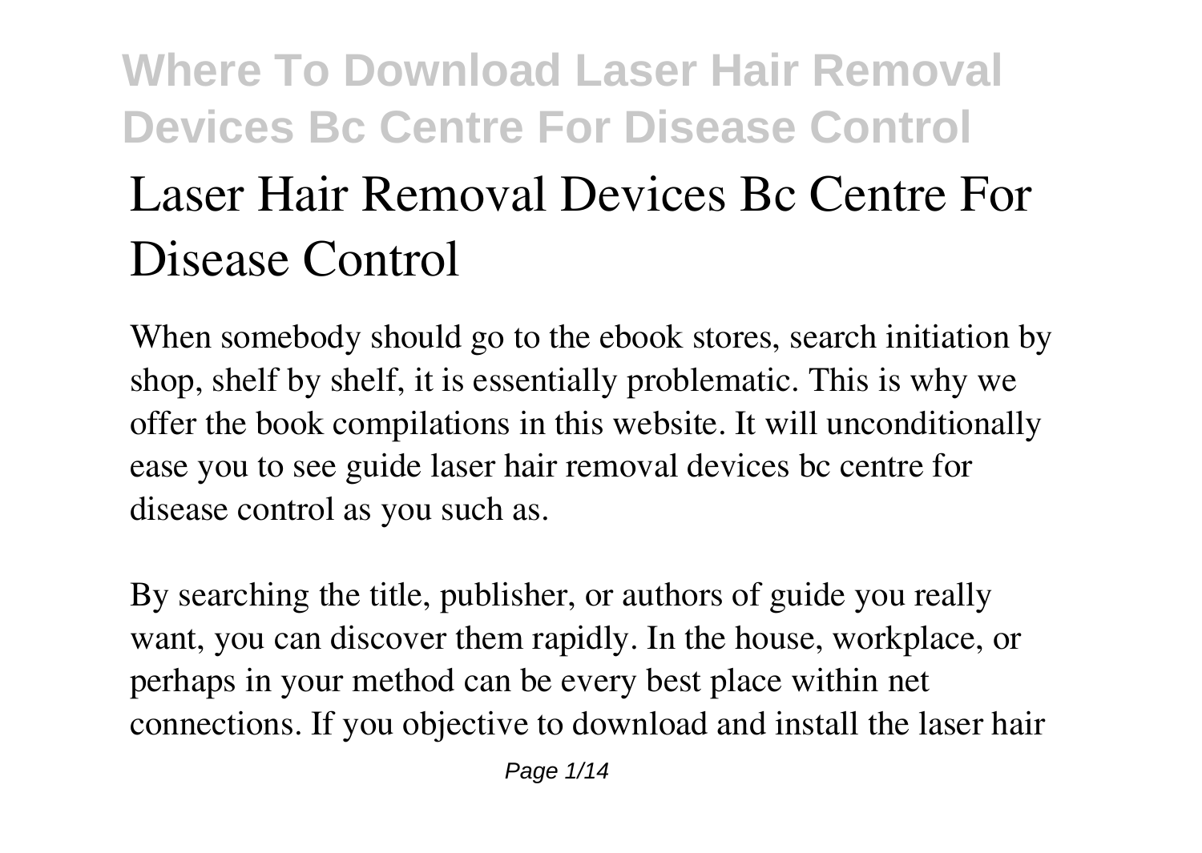# Laser Hair Removal Devices Bc Centre For Disease Control

When somebody should go to the ebook stores, search initiation by shop, shelf by shelf, it is essentially problematic. This is why we offer the book compilations in this website. It will unconditionally ease you to see guide laser hair removal devices bc centre for disease control as you such as.

By searching the title, publisher, or authors of guide you really want, you can discover them rapidly. In the house, workplace, or perhaps in your method can be every best place within net connections. If you objective to download and install the laser hair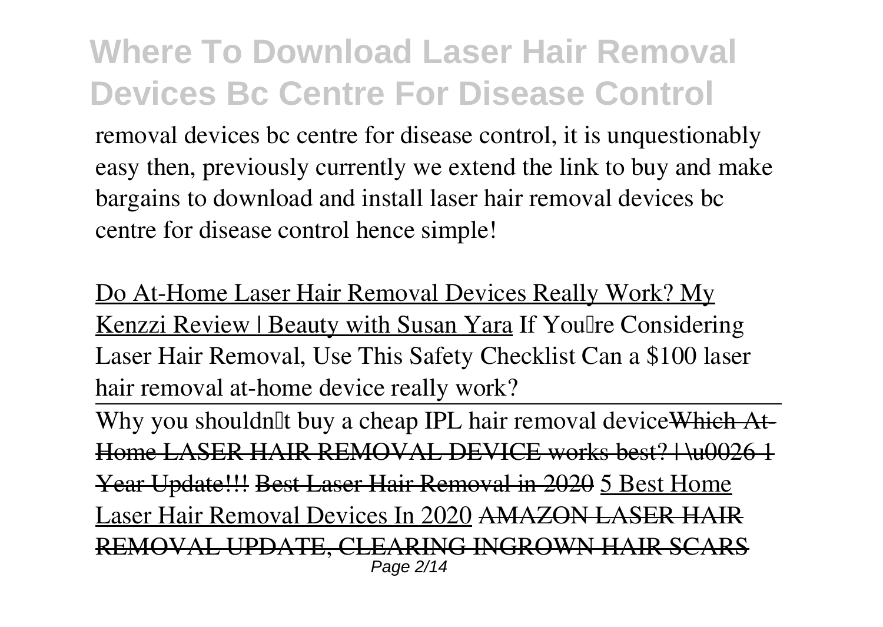removal devices bc centre for disease control, it is unquestionably easy then, previously currently we extend the link to buy and make bargains to download and install laser hair removal devices bc centre for disease control hence simple!

Do At-Home Laser Hair Removal Devices Really Work? My Kenzzi Review | Beauty with Susan Yara *If You're Considering Laser Hair Removal, Use This Safety Checklist* *Can a $100 laser hair removal at-home device really work?*

Why you shouldn't buy a cheap IPL hair removal device ~~Which At-Home LASER HAIR REMOVAL DEVICE works best? | \u0026 1 Year Update!!!~~ ~~Best Laser Hair Removal in 2020~~ 5 Best Home Laser Hair Removal Devices In 2020 ~~AMAZON LASER HAIR REMOVAL UPDATE, CLEARING INGROWN HAIR SCARS~~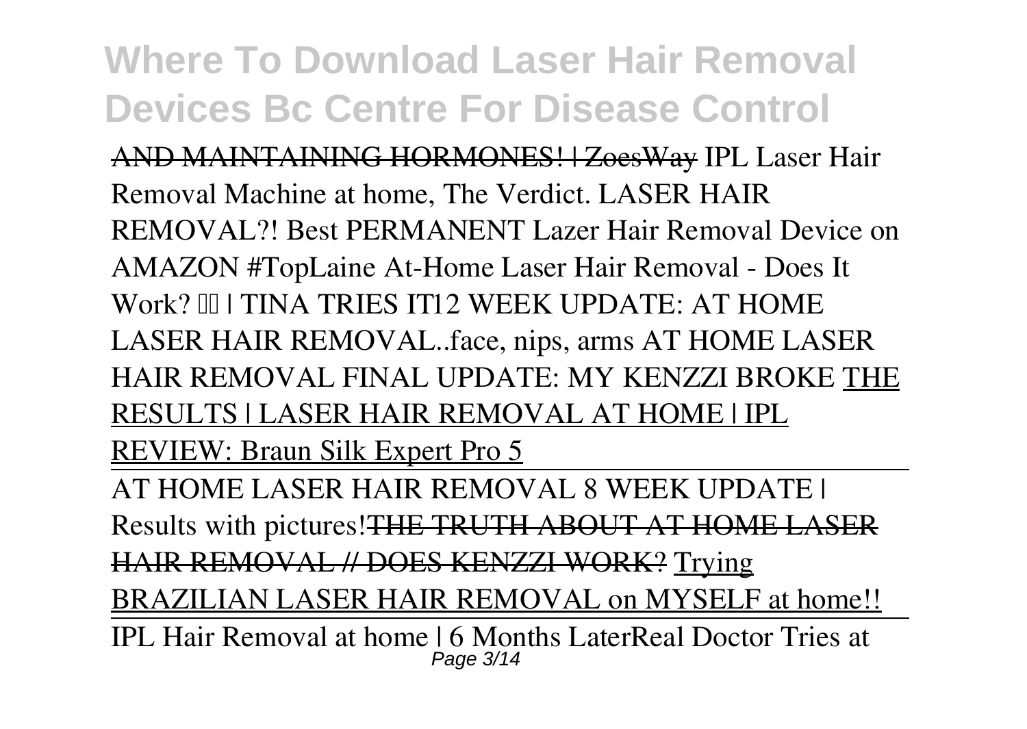AND MAINTAINING HORMONES! | ZoesWay IPL Laser Hair Removal Machine at home, The Verdict. LASER HAIR REMOVAL?! Best PERMANENT Lazer Hair Removal Device on AMAZON #TopLaine At-Home Laser Hair Removal - Does It Work? | TINA TRIES IT12 WEEK UPDATE: AT HOME LASER HAIR REMOVAL..face, nips, arms AT HOME LASER HAIR REMOVAL FINAL UPDATE: MY KENZZI BROKE THE RESULTS | LASER HAIR REMOVAL AT HOME | IPL REVIEW: Braun Silk Expert Pro 5

AT HOME LASER HAIR REMOVAL 8 WEEK UPDATE | Results with pictures!THE TRUTH ABOUT AT HOME LASER HAIR REMOVAL // DOES KENZZI WORK? Trying BRAZILIAN LASER HAIR REMOVAL on MYSELF at home!!

IPL Hair Removal at home | 6 Months LaterReal Doctor Tries at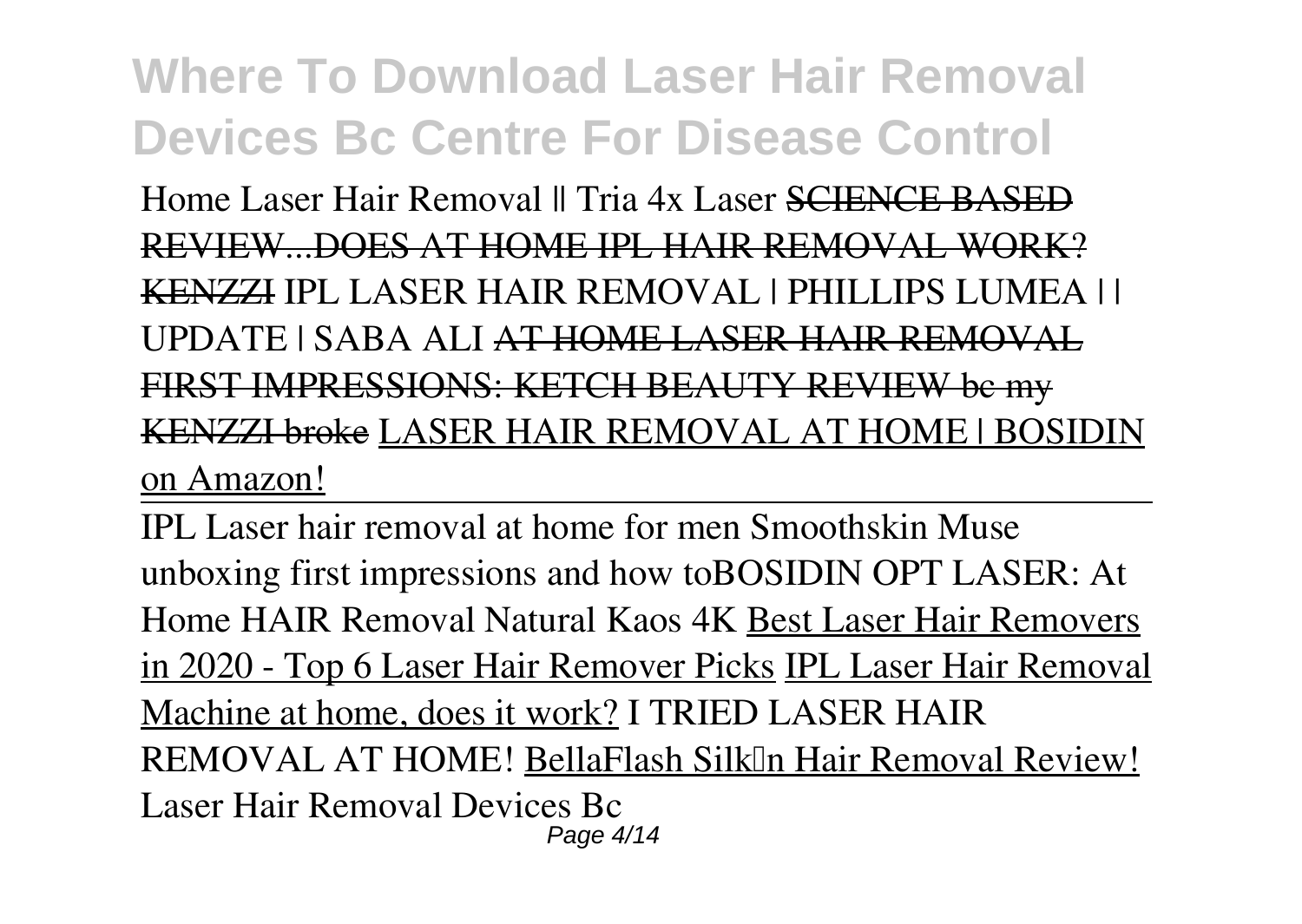Home Laser Hair Removal || Tria 4x Laser ~~SCIENCE BASED REVIEW...DOES AT HOME IPL HAIR REMOVAL WORK? KENZZI~~ IPL LASER HAIR REMOVAL | PHILLIPS LUMEA | | UPDATE | SABA ALI ~~AT HOME LASER HAIR REMOVAL FIRST IMPRESSIONS: KETCH BEAUTY REVIEW bc my KENZZI broke~~ LASER HAIR REMOVAL AT HOME | BOSIDIN on Amazon!

---

IPL Laser hair removal at home for men Smoothskin Muse unboxing first impressions and how toBOSIDIN OPT LASER: At Home HAIR Removal Natural Kaos 4K Best Laser Hair Removers in 2020 - Top 6 Laser Hair Remover Picks IPL Laser Hair Removal Machine at home, does it work? I TRIED LASER HAIR REMOVAL AT HOME! BellaFlash Silk'n Hair Removal Review!

Laser Hair Removal Devices Bc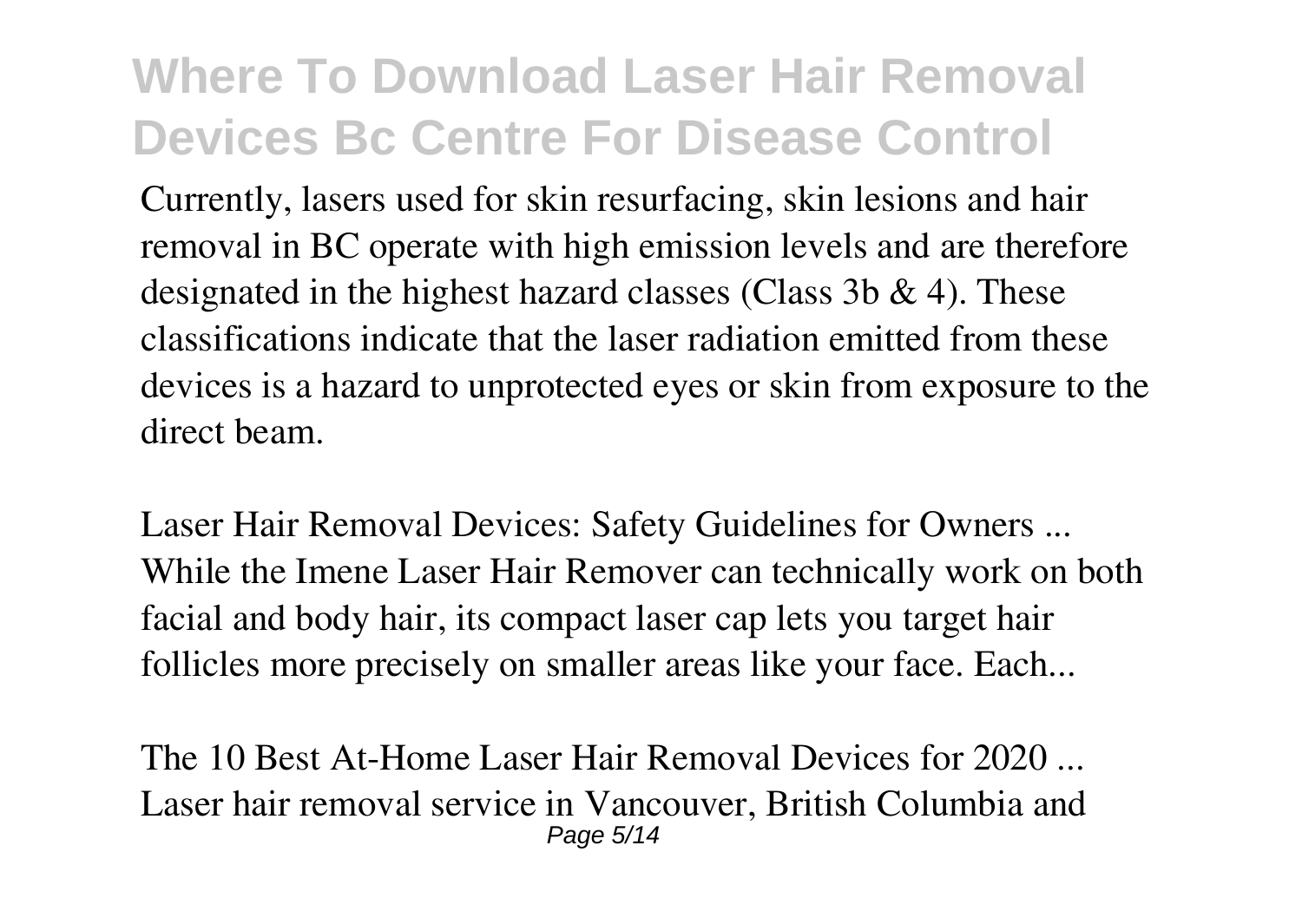Currently, lasers used for skin resurfacing, skin lesions and hair removal in BC operate with high emission levels and are therefore designated in the highest hazard classes (Class 3b & 4). These classifications indicate that the laser radiation emitted from these devices is a hazard to unprotected eyes or skin from exposure to the direct beam.

*Laser Hair Removal Devices: Safety Guidelines for Owners ...*
While the Imene Laser Hair Remover can technically work on both facial and body hair, its compact laser cap lets you target hair follicles more precisely on smaller areas like your face. Each...

*The 10 Best At-Home Laser Hair Removal Devices for 2020 ...*
Laser hair removal service in Vancouver, British Columbia and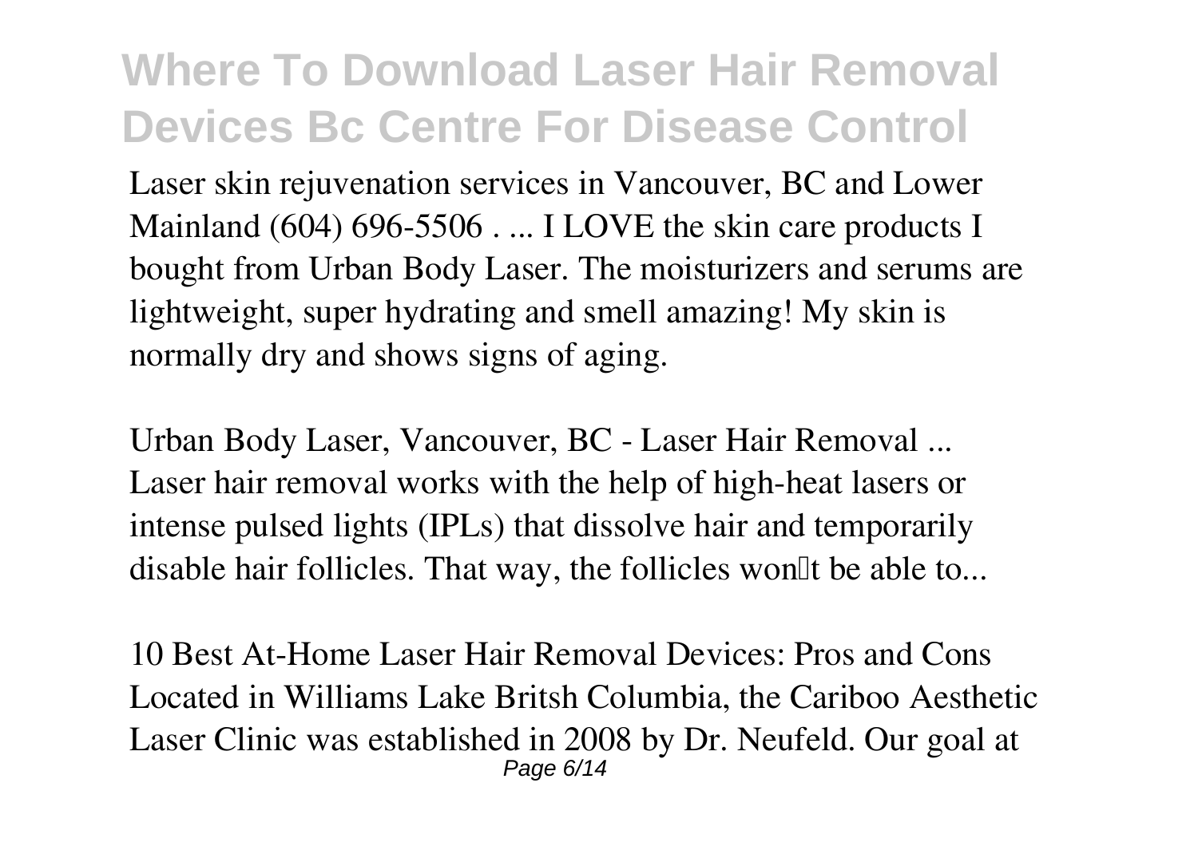Laser skin rejuvenation services in Vancouver, BC and Lower Mainland (604) 696-5506 . ... I LOVE the skin care products I bought from Urban Body Laser. The moisturizers and serums are lightweight, super hydrating and smell amazing! My skin is normally dry and shows signs of aging.

*Urban Body Laser, Vancouver, BC - Laser Hair Removal ...*
Laser hair removal works with the help of high-heat lasers or intense pulsed lights (IPLs) that dissolve hair and temporarily disable hair follicles. That way, the follicles won't be able to...

*10 Best At-Home Laser Hair Removal Devices: Pros and Cons*
Located in Williams Lake Britsh Columbia, the Cariboo Aesthetic Laser Clinic was established in 2008 by Dr. Neufeld. Our goal at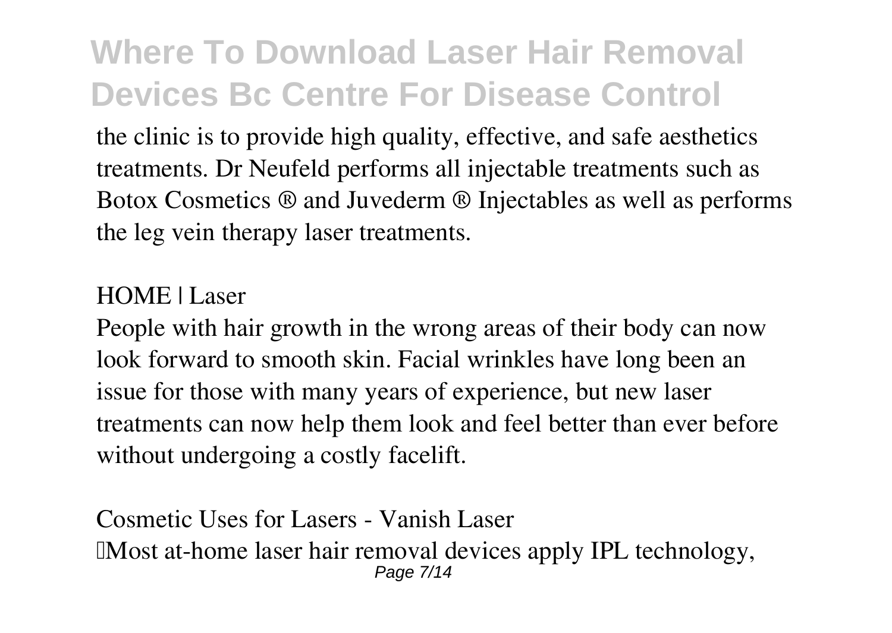the clinic is to provide high quality, effective, and safe aesthetics treatments. Dr Neufeld performs all injectable treatments such as Botox Cosmetics ® and Juvederm ® Injectables as well as performs the leg vein therapy laser treatments.

*HOME | Laser*

People with hair growth in the wrong areas of their body can now look forward to smooth skin. Facial wrinkles have long been an issue for those with many years of experience, but new laser treatments can now help them look and feel better than ever before without undergoing a costly facelift.

*Cosmetic Uses for Lasers - Vanish Laser*

Most at-home laser hair removal devices apply IPL technology,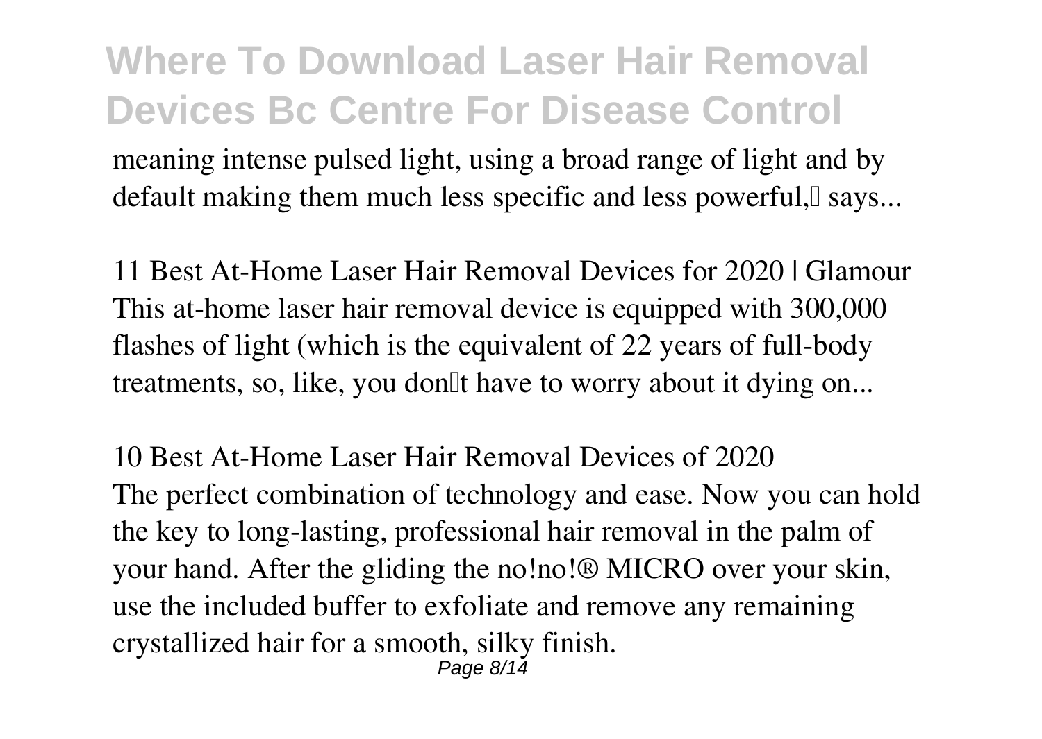meaning intense pulsed light, using a broad range of light and by default making them much less specific and less powerful,' says...

*11 Best At-Home Laser Hair Removal Devices for 2020 | Glamour*
This at-home laser hair removal device is equipped with 300,000 flashes of light (which is the equivalent of 22 years of full-body treatments, so, like, you don't have to worry about it dying on...

*10 Best At-Home Laser Hair Removal Devices of 2020*
The perfect combination of technology and ease. Now you can hold the key to long-lasting, professional hair removal in the palm of your hand. After the gliding the no!no!® MICRO over your skin, use the included buffer to exfoliate and remove any remaining crystallized hair for a smooth, silky finish.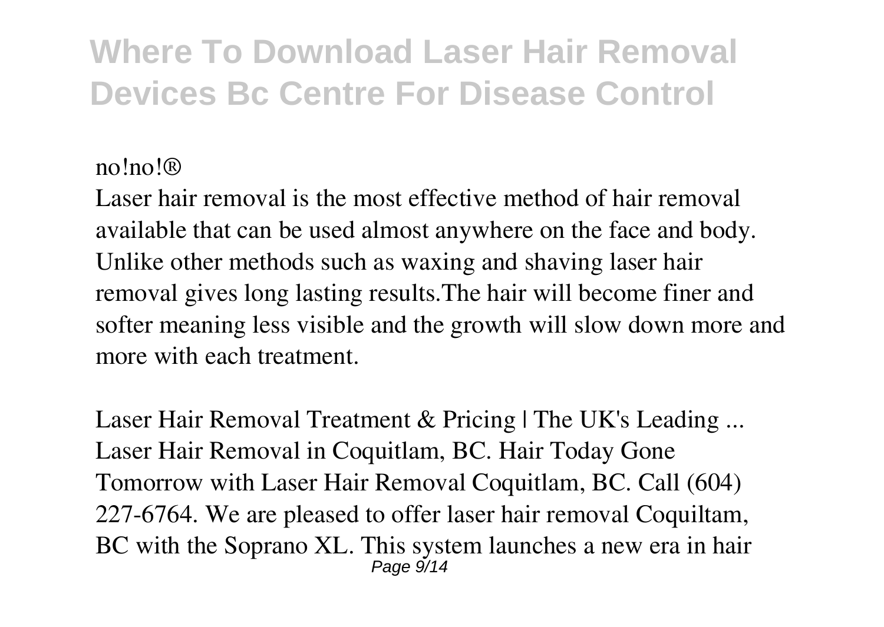no!no!®

Laser hair removal is the most effective method of hair removal available that can be used almost anywhere on the face and body. Unlike other methods such as waxing and shaving laser hair removal gives long lasting results.The hair will become finer and softer meaning less visible and the growth will slow down more and more with each treatment.

*Laser Hair Removal Treatment & Pricing | The UK's Leading ...*

Laser Hair Removal in Coquitlam, BC. Hair Today Gone Tomorrow with Laser Hair Removal Coquitlam, BC. Call (604) 227-6764. We are pleased to offer laser hair removal Coquiltam, BC with the Soprano XL. This system launches a new era in hair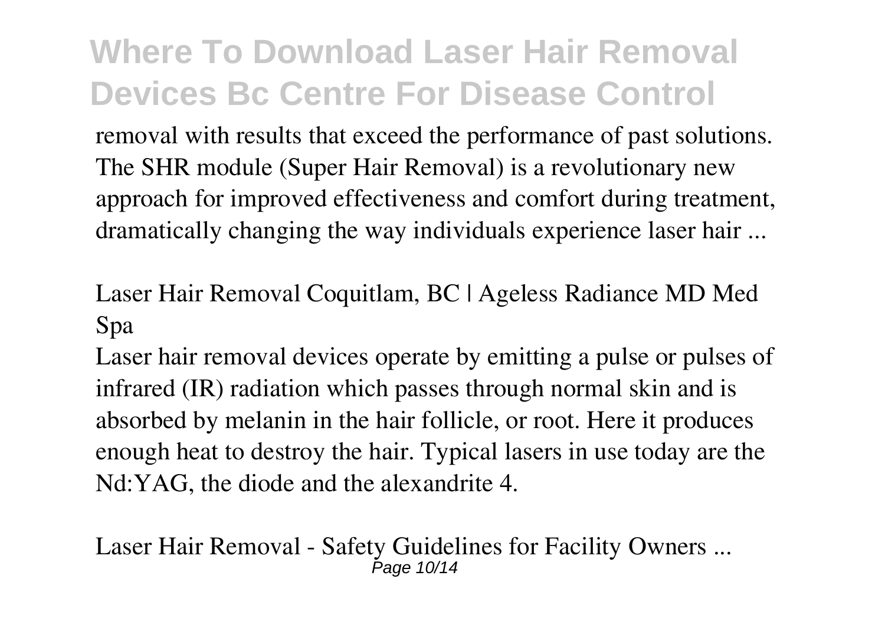removal with results that exceed the performance of past solutions. The SHR module (Super Hair Removal) is a revolutionary new approach for improved effectiveness and comfort during treatment, dramatically changing the way individuals experience laser hair ...

*Laser Hair Removal Coquitlam, BC | Ageless Radiance MD Med Spa*

Laser hair removal devices operate by emitting a pulse or pulses of infrared (IR) radiation which passes through normal skin and is absorbed by melanin in the hair follicle, or root. Here it produces enough heat to destroy the hair. Typical lasers in use today are the Nd:YAG, the diode and the alexandrite 4.

*Laser Hair Removal - Safety Guidelines for Facility Owners ...*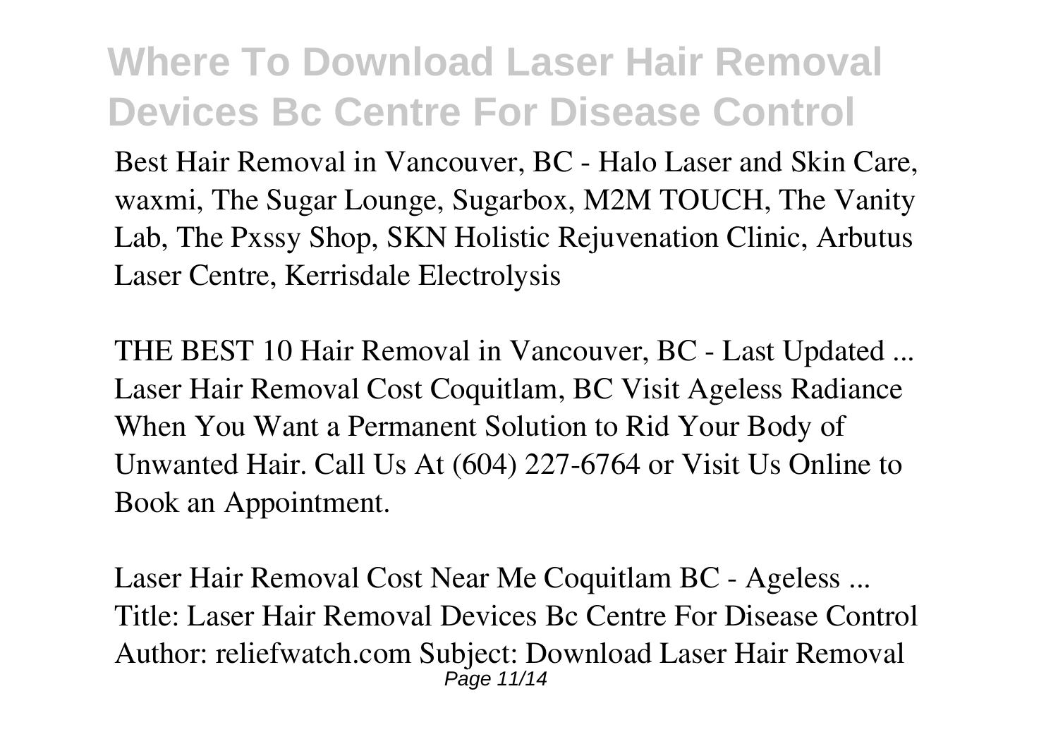Best Hair Removal in Vancouver, BC - Halo Laser and Skin Care, waxmi, The Sugar Lounge, Sugarbox, M2M TOUCH, The Vanity Lab, The Pxssy Shop, SKN Holistic Rejuvenation Clinic, Arbutus Laser Centre, Kerrisdale Electrolysis

*THE BEST 10 Hair Removal in Vancouver, BC - Last Updated ...*
Laser Hair Removal Cost Coquitlam, BC Visit Ageless Radiance When You Want a Permanent Solution to Rid Your Body of Unwanted Hair. Call Us At (604) 227-6764 or Visit Us Online to Book an Appointment.

*Laser Hair Removal Cost Near Me Coquitlam BC - Ageless ...*
Title: Laser Hair Removal Devices Bc Centre For Disease Control Author: reliefwatch.com Subject: Download Laser Hair Removal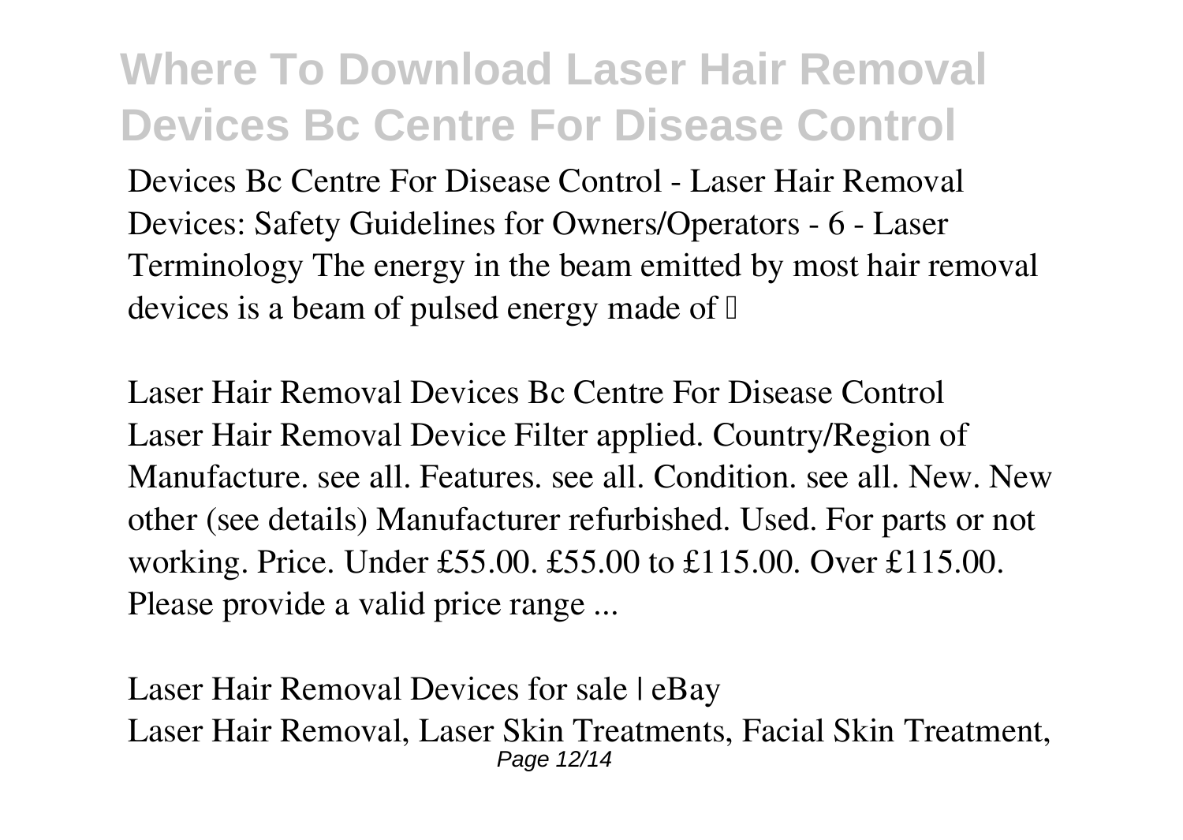Devices Bc Centre For Disease Control - Laser Hair Removal Devices: Safety Guidelines for Owners/Operators - 6 - Laser Terminology The energy in the beam emitted by most hair removal devices is a beam of pulsed energy made of …

*Laser Hair Removal Devices Bc Centre For Disease Control*
Laser Hair Removal Device Filter applied. Country/Region of Manufacture. see all. Features. see all. Condition. see all. New. New other (see details) Manufacturer refurbished. Used. For parts or not working. Price. Under £55.00. £55.00 to £115.00. Over £115.00. Please provide a valid price range ...

*Laser Hair Removal Devices for sale | eBay*
Laser Hair Removal, Laser Skin Treatments, Facial Skin Treatment,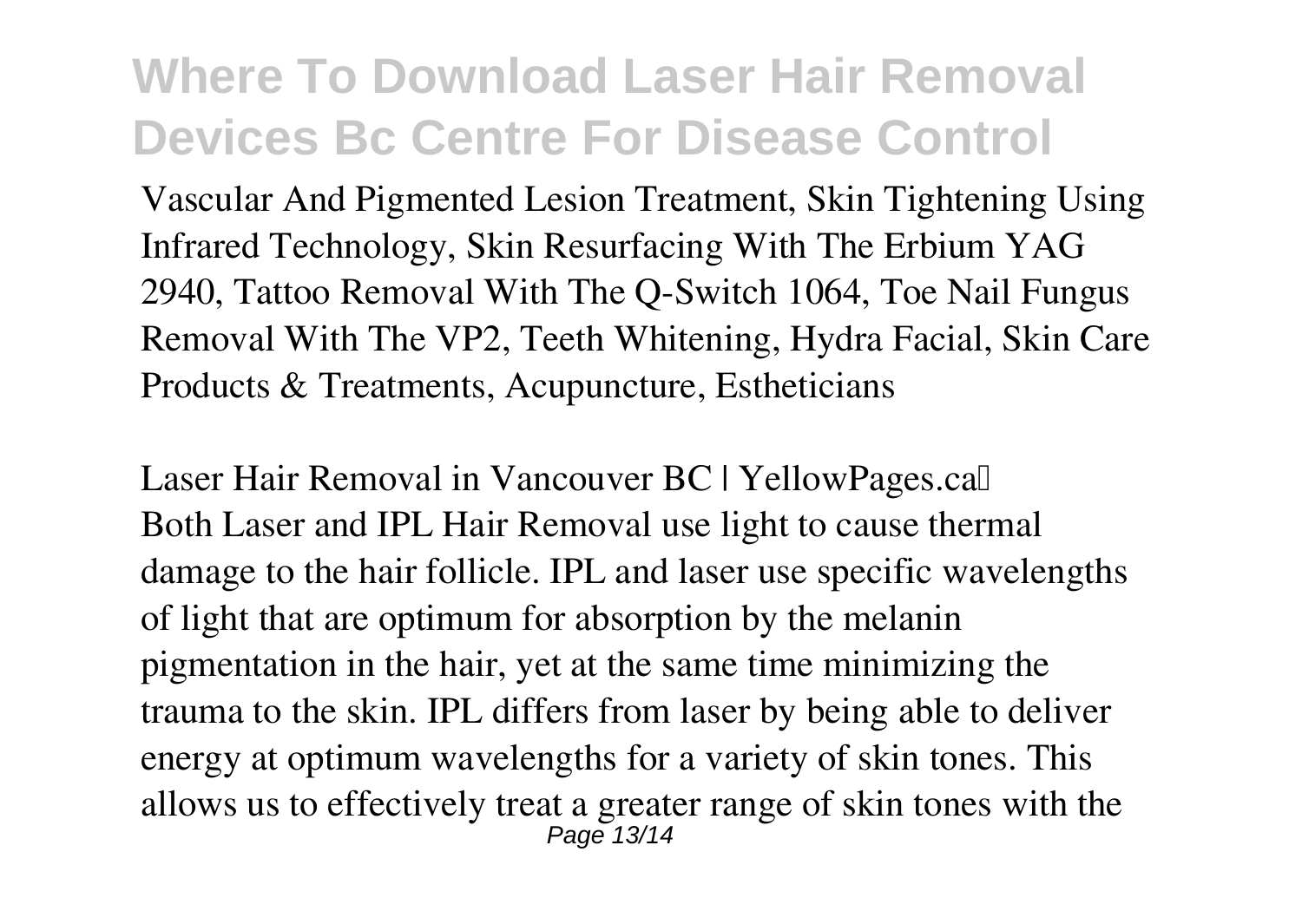Vascular And Pigmented Lesion Treatment, Skin Tightening Using Infrared Technology, Skin Resurfacing With The Erbium YAG 2940, Tattoo Removal With The Q-Switch 1064, Toe Nail Fungus Removal With The VP2, Teeth Whitening, Hydra Facial, Skin Care Products & Treatments, Acupuncture, Estheticians

*Laser Hair Removal in Vancouver BC | YellowPages.ca™*

Both Laser and IPL Hair Removal use light to cause thermal damage to the hair follicle. IPL and laser use specific wavelengths of light that are optimum for absorption by the melanin pigmentation in the hair, yet at the same time minimizing the trauma to the skin. IPL differs from laser by being able to deliver energy at optimum wavelengths for a variety of skin tones. This allows us to effectively treat a greater range of skin tones with the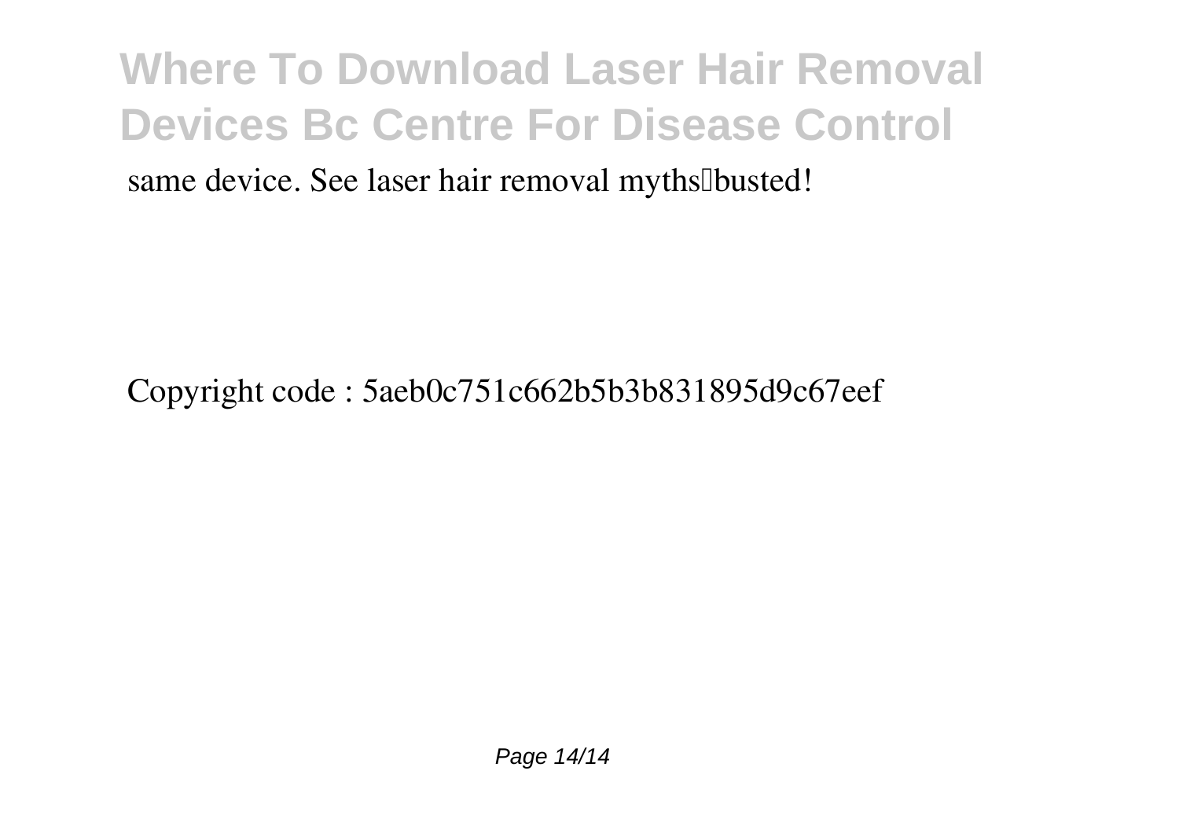same device. See laser hair removal myths—busted!

Copyright code : 5aeb0c751c662b5b3b831895d9c67eef